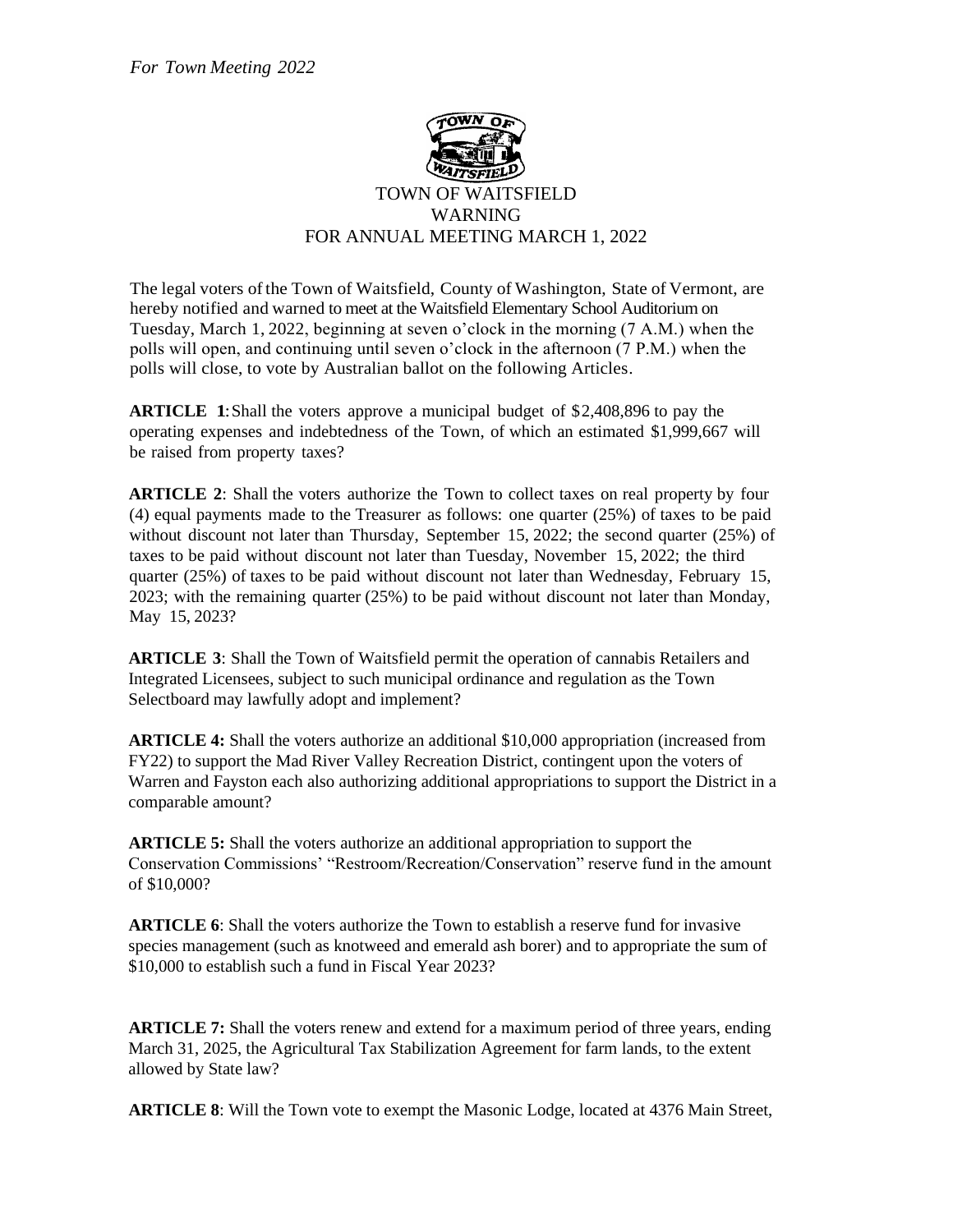*For Town Meeting 2022*

# TOWN OF WAITSFIELD
## WARNING
## FOR ANNUAL MEETING MARCH 1, 2022

The legal voters of the Town of Waitsfield, County of Washington, State of Vermont, are hereby notified and warned to meet at the Waitsfield Elementary School Auditorium on Tuesday, March 1, 2022, beginning at seven o'clock in the morning (7 A.M.) when the polls will open, and continuing until seven o'clock in the afternoon (7 P.M.) when the polls will close, to vote by Australian ballot on the following Articles.

**ARTICLE 1**: Shall the voters approve a municipal budget of $2,408,896 to pay the operating expenses and indebtedness of the Town, of which an estimated $1,999,667 will be raised from property taxes?

**ARTICLE 2**: Shall the voters authorize the Town to collect taxes on real property by four (4) equal payments made to the Treasurer as follows: one quarter (25%) of taxes to be paid without discount not later than Thursday, September 15, 2022; the second quarter (25%) of taxes to be paid without discount not later than Tuesday, November 15, 2022; the third quarter (25%) of taxes to be paid without discount not later than Wednesday, February 15, 2023; with the remaining quarter (25%) to be paid without discount not later than Monday, May 15, 2023?

**ARTICLE 3**: Shall the Town of Waitsfield permit the operation of cannabis Retailers and Integrated Licensees, subject to such municipal ordinance and regulation as the Town Selectboard may lawfully adopt and implement?

**ARTICLE 4:** Shall the voters authorize an additional $10,000 appropriation (increased from FY22) to support the Mad River Valley Recreation District, contingent upon the voters of Warren and Fayston each also authorizing additional appropriations to support the District in a comparable amount?

**ARTICLE 5:** Shall the voters authorize an additional appropriation to support the Conservation Commissions' "Restroom/Recreation/Conservation" reserve fund in the amount of $10,000?

**ARTICLE 6**: Shall the voters authorize the Town to establish a reserve fund for invasive species management (such as knotweed and emerald ash borer) and to appropriate the sum of $10,000 to establish such a fund in Fiscal Year 2023?

**ARTICLE 7:** Shall the voters renew and extend for a maximum period of three years, ending March 31, 2025, the Agricultural Tax Stabilization Agreement for farm lands, to the extent allowed by State law?

**ARTICLE 8**: Will the Town vote to exempt the Masonic Lodge, located at 4376 Main Street,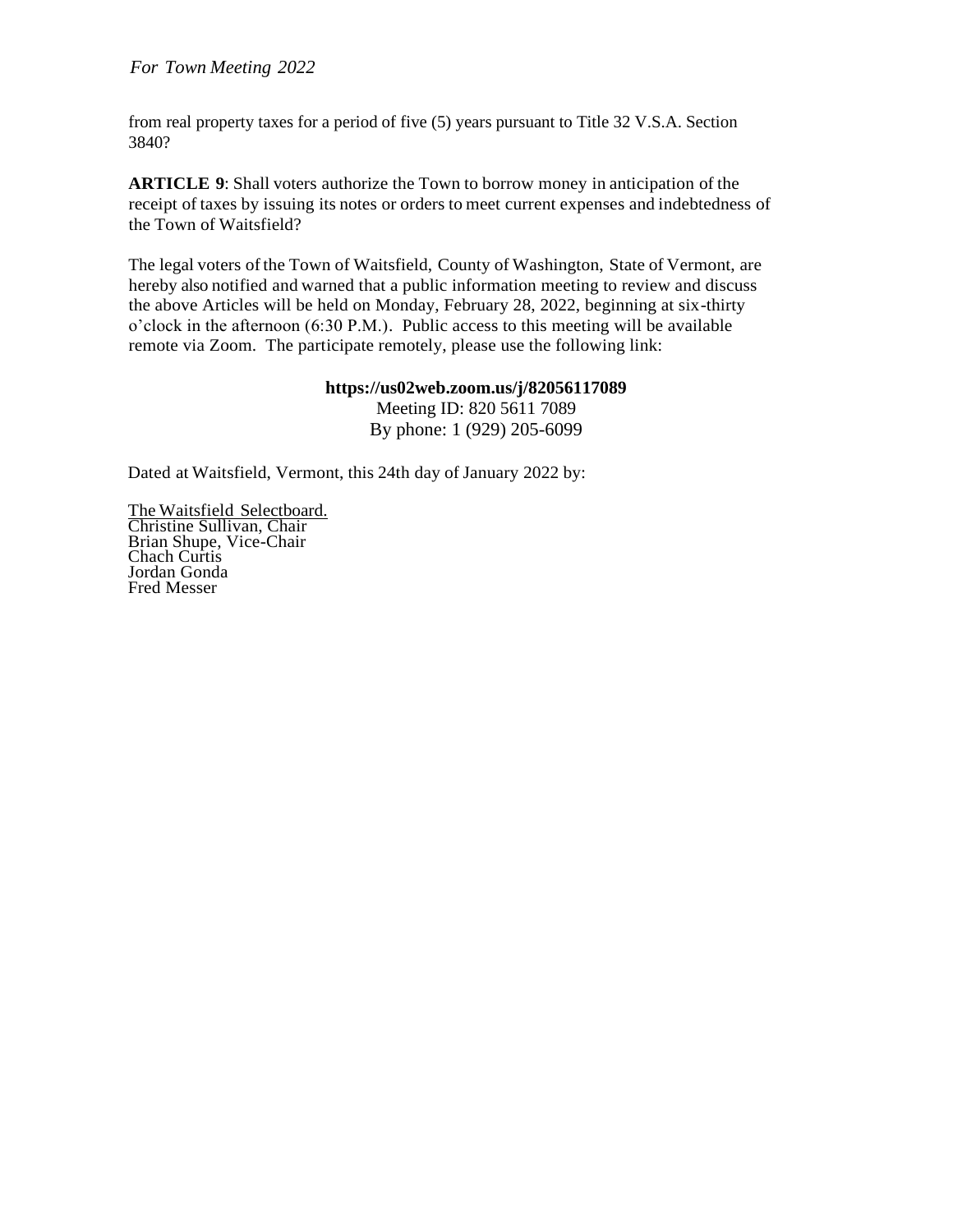from real property taxes for a period of five (5) years pursuant to Title 32 V.S.A. Section 3840?

**ARTICLE 9**: Shall voters authorize the Town to borrow money in anticipation of the receipt of taxes by issuing its notes or orders to meet current expenses and indebtedness of the Town of Waitsfield?

The legal voters of the Town of Waitsfield, County of Washington, State of Vermont, are hereby also notified and warned that a public information meeting to review and discuss the above Articles will be held on Monday, February 28, 2022, beginning at six-thirty o'clock in the afternoon (6:30 P.M.). Public access to this meeting will be available remote via Zoom. The participate remotely, please use the following link:

**https://us02web.zoom.us/j/82056117089**
Meeting ID: 820 5611 7089
By phone: 1 (929) 205-6099

Dated at Waitsfield, Vermont, this 24th day of January 2022 by:

The Waitsfield Selectboard.
Christine Sullivan, Chair
Brian Shupe, Vice-Chair
Chach Curtis
Jordan Gonda
Fred Messer